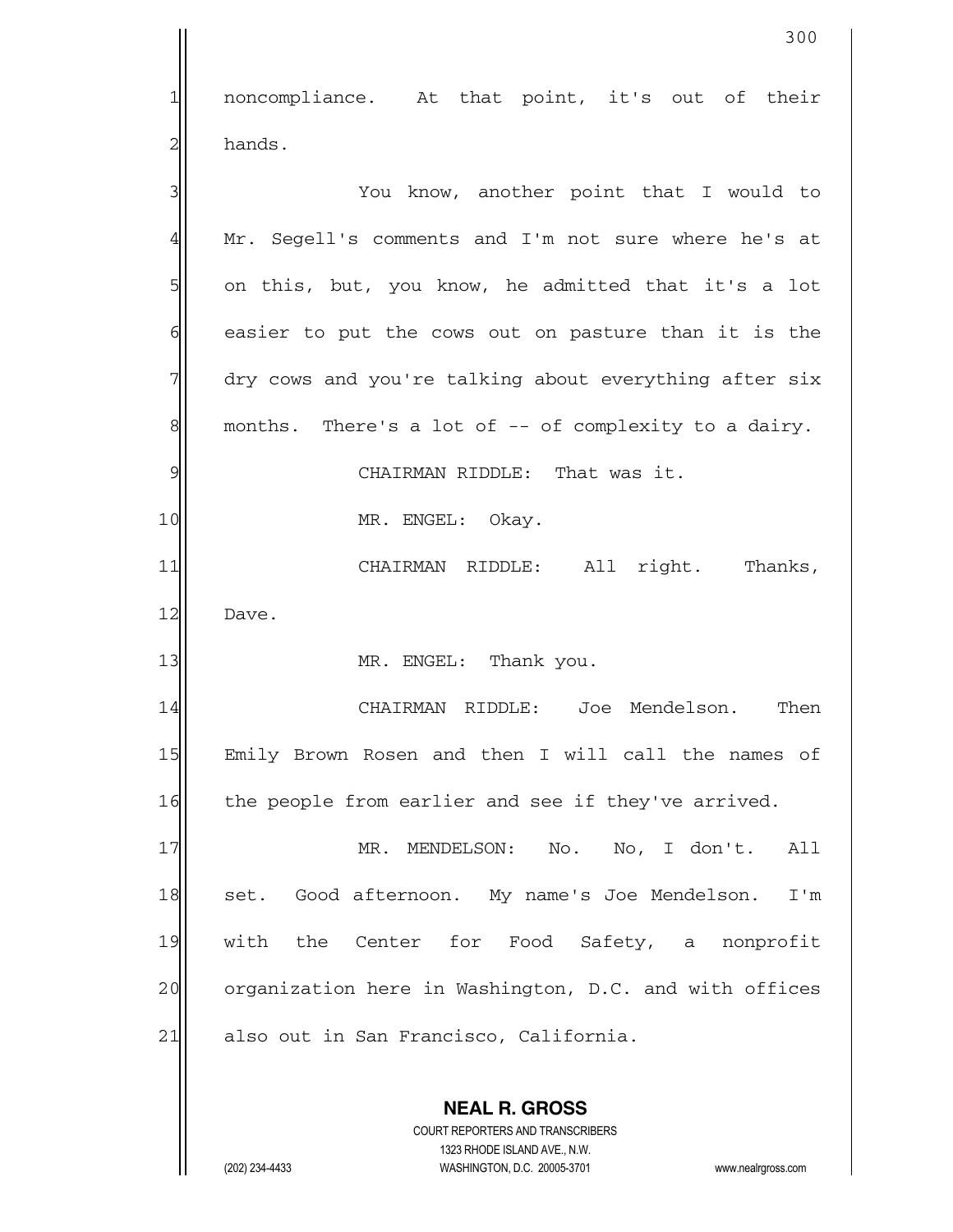noncompliance. At that point, it's out of their hands.

You know, another point that I would to Mr. Segell's comments and I'm not sure where he's at on this, but, you know, he admitted that it's a lot easier to put the cows out on pasture than it is the dry cows and you're talking about everything after six months. There's a lot of -- of complexity to a dairy.

CHAIRMAN RIDDLE: That was it.

MR. ENGEL: Okay.

CHAIRMAN RIDDLE: All right. Thanks, Dave.

MR. ENGEL: Thank you.

CHAIRMAN RIDDLE: Joe Mendelson. Then Emily Brown Rosen and then I will call the names of the people from earlier and see if they've arrived.

MR. MENDELSON: No. No, I don't. All set. Good afternoon. My name's Joe Mendelson. I'm with the Center for Food Safety, a nonprofit organization here in Washington, D.C. and with offices also out in San Francisco, California.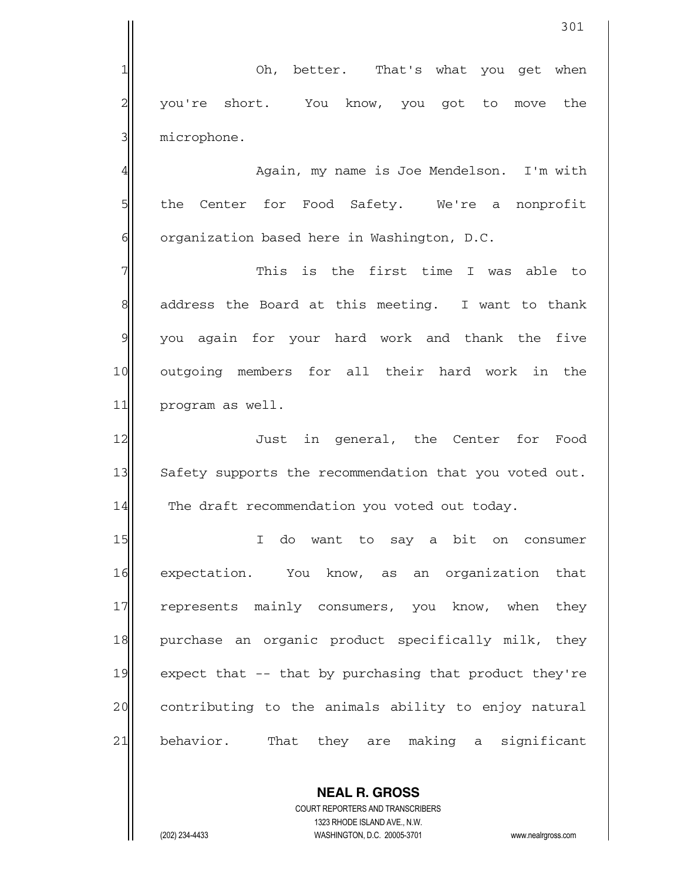Oh, better. That's what you get when you're short. You know, you got to move the microphone.

Again, my name is Joe Mendelson. I'm with the Center for Food Safety. We're a nonprofit organization based here in Washington, D.C.

This is the first time I was able to address the Board at this meeting. I want to thank you again for your hard work and thank the five outgoing members for all their hard work in the program as well.

Just in general, the Center for Food Safety supports the recommendation that you voted out. The draft recommendation you voted out today.

I do want to say a bit on consumer expectation. You know, as an organization that represents mainly consumers, you know, when they purchase an organic product specifically milk, they expect that -- that by purchasing that product they're contributing to the animals ability to enjoy natural behavior. That they are making a significant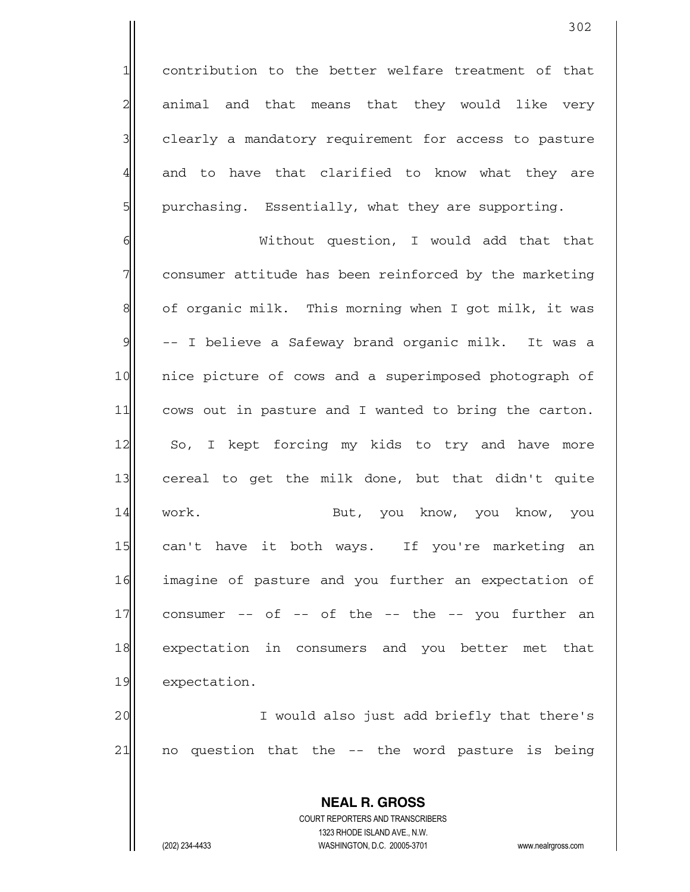contribution to the better welfare treatment of that animal and that means that they would like very clearly a mandatory requirement for access to pasture and to have that clarified to know what they are purchasing. Essentially, what they are supporting.

Without question, I would add that that consumer attitude has been reinforced by the marketing of organic milk. This morning when I got milk, it was -- I believe a Safeway brand organic milk. It was a nice picture of cows and a superimposed photograph of cows out in pasture and I wanted to bring the carton. So, I kept forcing my kids to try and have more cereal to get the milk done, but that didn't quite work. But, you know, you know, you can't have it both ways. If you're marketing an imagine of pasture and you further an expectation of consumer -- of -- of the -- the -- you further an expectation in consumers and you better met that expectation.

I would also just add briefly that there's no question that the -- the word pasture is being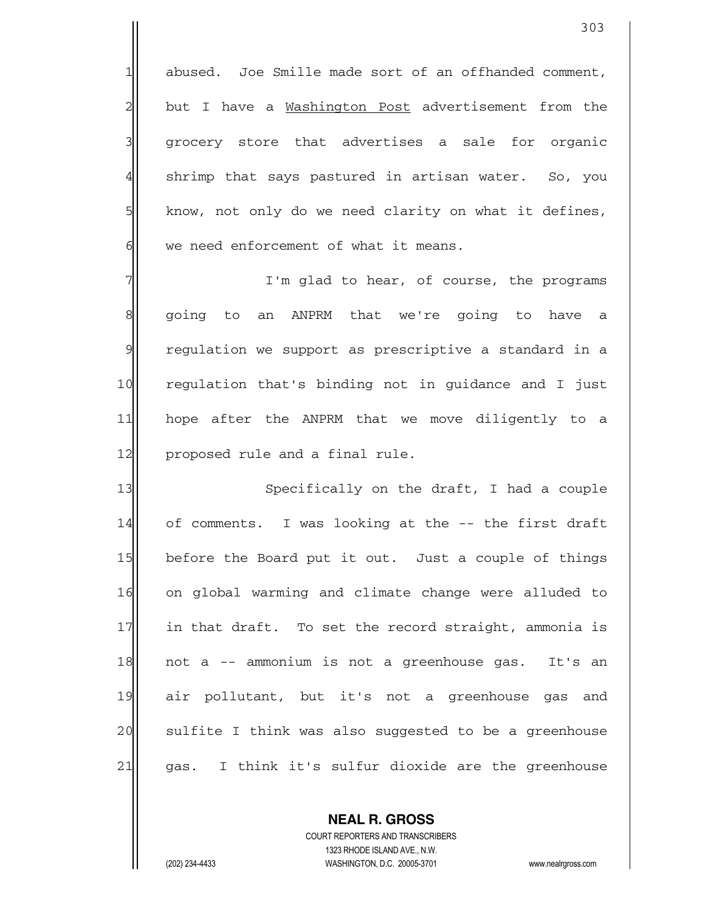abused. Joe Smille made sort of an offhanded comment, but I have a Washington Post advertisement from the grocery store that advertises a sale for organic shrimp that says pastured in artisan water. So, you know, not only do we need clarity on what it defines, we need enforcement of what it means.

I'm glad to hear, of course, the programs going to an ANPRM that we're going to have a regulation we support as prescriptive a standard in a regulation that's binding not in guidance and I just hope after the ANPRM that we move diligently to a proposed rule and a final rule.

Specifically on the draft, I had a couple of comments. I was looking at the -- the first draft before the Board put it out. Just a couple of things on global warming and climate change were alluded to in that draft. To set the record straight, ammonia is not a -- ammonium is not a greenhouse gas. It's an air pollutant, but it's not a greenhouse gas and sulfite I think was also suggested to be a greenhouse gas. I think it's sulfur dioxide are the greenhouse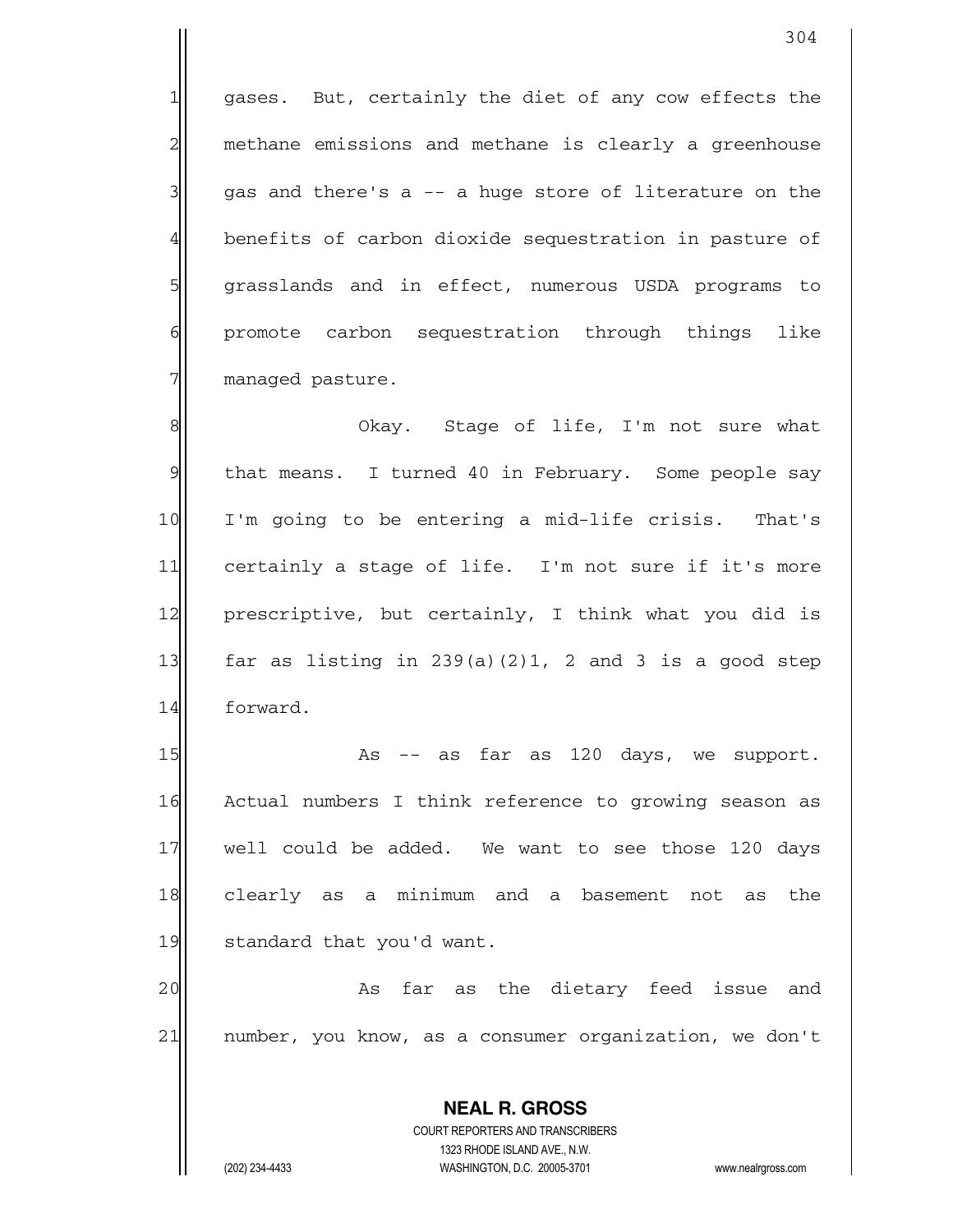gases. But, certainly the diet of any cow effects the methane emissions and methane is clearly a greenhouse gas and there's a -- a huge store of literature on the benefits of carbon dioxide sequestration in pasture of grasslands and in effect, numerous USDA programs to promote carbon sequestration through things like managed pasture.

Okay. Stage of life, I'm not sure what that means. I turned 40 in February. Some people say I'm going to be entering a mid-life crisis. That's certainly a stage of life. I'm not sure if it's more prescriptive, but certainly, I think what you did is far as listing in 239(a)(2)1, 2 and 3 is a good step forward.

As -- as far as 120 days, we support. Actual numbers I think reference to growing season as well could be added. We want to see those 120 days clearly as a minimum and a basement not as the standard that you'd want.

As far as the dietary feed issue and number, you know, as a consumer organization, we don't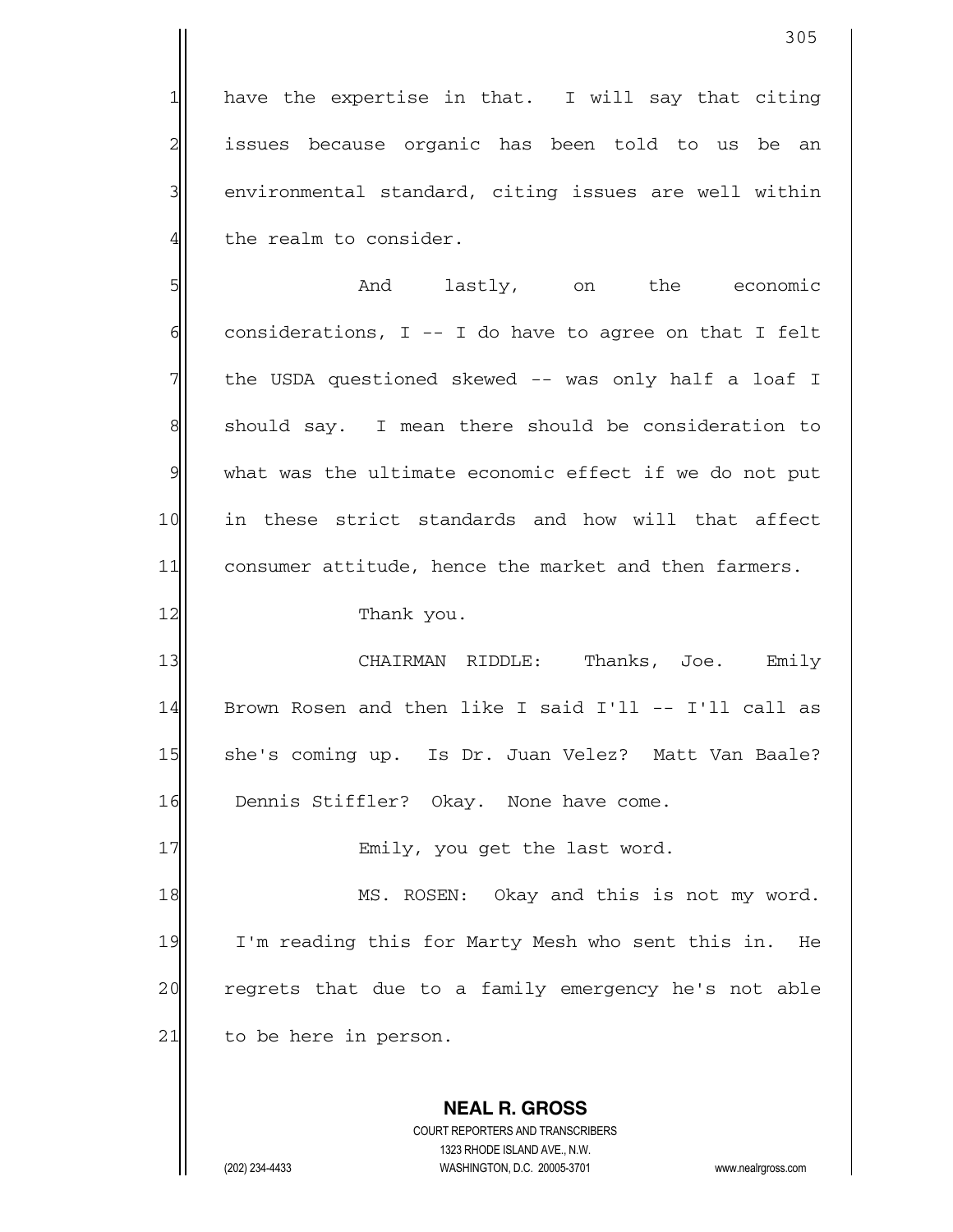have the expertise in that. I will say that citing issues because organic has been told to us be an environmental standard, citing issues are well within the realm to consider.

And lastly, on the economic considerations, I -- I do have to agree on that I felt the USDA questioned skewed -- was only half a loaf I should say. I mean there should be consideration to what was the ultimate economic effect if we do not put in these strict standards and how will that affect consumer attitude, hence the market and then farmers.

Thank you.

CHAIRMAN RIDDLE: Thanks, Joe. Emily Brown Rosen and then like I said I'll -- I'll call as she's coming up. Is Dr. Juan Velez? Matt Van Baale? Dennis Stiffler? Okay. None have come.

Emily, you get the last word.

MS. ROSEN: Okay and this is not my word. I'm reading this for Marty Mesh who sent this in. He regrets that due to a family emergency he's not able to be here in person.